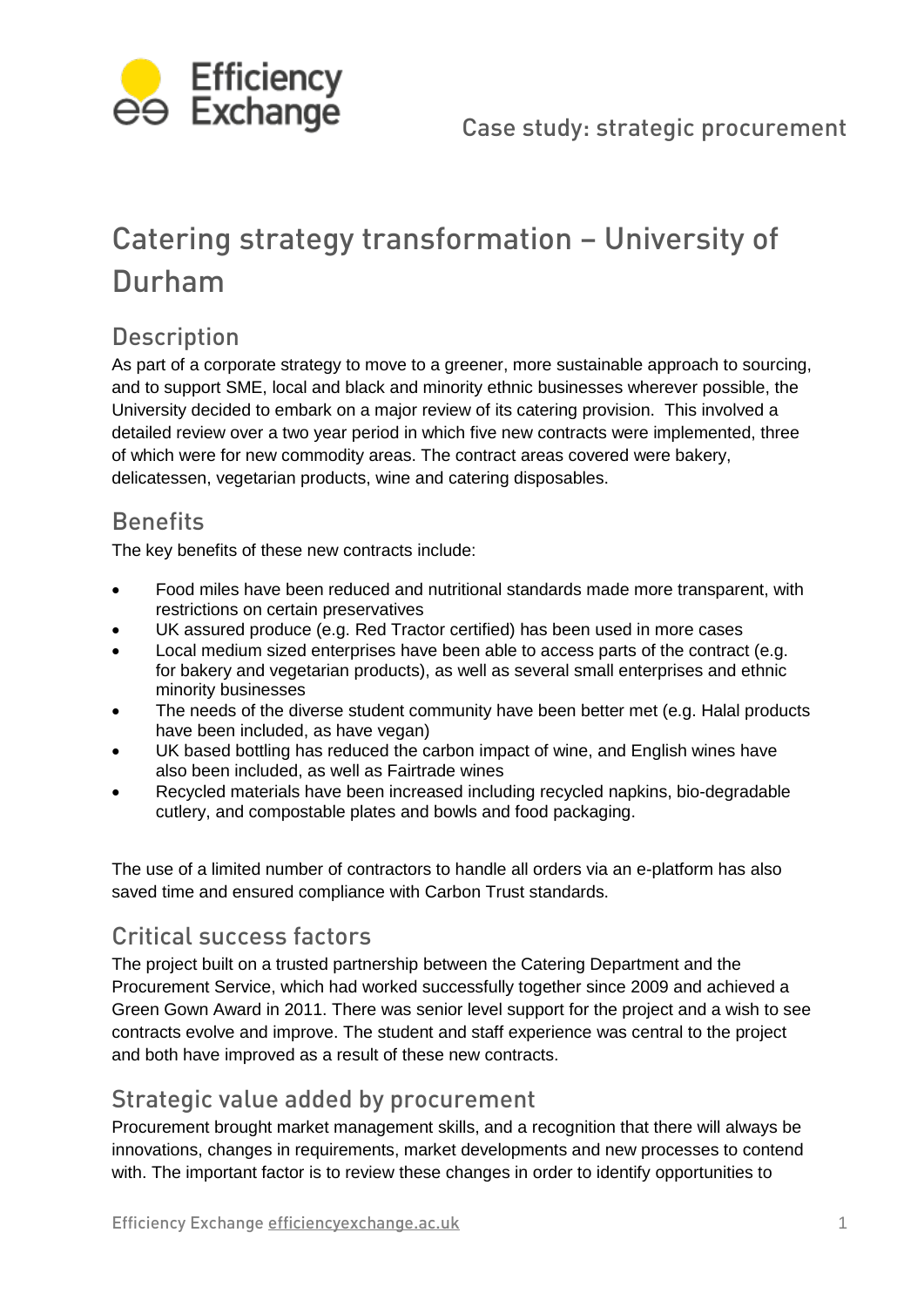Case study: strategic procurement

# Catering strategy transformation – University of Durham

## Description

As part of a corporate strategy to move to a greener, more sustainable approach to sourcing, and to support SME, local and black and minority ethnic businesses wherever possible, the University decided to embark on a major review of its catering provision. This involved a detailed review over a two year period in which five new contracts were implemented, three of which were for new commodity areas. The contract areas covered were bakery, delicatessen, vegetarian products, wine and catering disposables.

## Benefits

The key benefits of these new contracts include:

- Food miles have been reduced and nutritional standards made more transparent, with restrictions on certain preservatives
- UK assured produce (e.g. Red Tractor certified) has been used in more cases
- Local medium sized enterprises have been able to access parts of the contract (e.g. for bakery and vegetarian products), as well as several small enterprises and ethnic minority businesses
- The needs of the diverse student community have been better met (e.g. Halal products have been included, as have vegan)
- UK based bottling has reduced the carbon impact of wine, and English wines have also been included, as well as Fairtrade wines
- Recycled materials have been increased including recycled napkins, bio-degradable cutlery, and compostable plates and bowls and food packaging.

The use of a limited number of contractors to handle all orders via an e-platform has also saved time and ensured compliance with Carbon Trust standards.

## Critical success factors

The project built on a trusted partnership between the Catering Department and the Procurement Service, which had worked successfully together since 2009 and achieved a Green Gown Award in 2011. There was senior level support for the project and a wish to see contracts evolve and improve. The student and staff experience was central to the project and both have improved as a result of these new contracts.

## Strategic value added by procurement

Procurement brought market management skills, and a recognition that there will always be innovations, changes in requirements, market developments and new processes to contend with. The important factor is to review these changes in order to identify opportunities to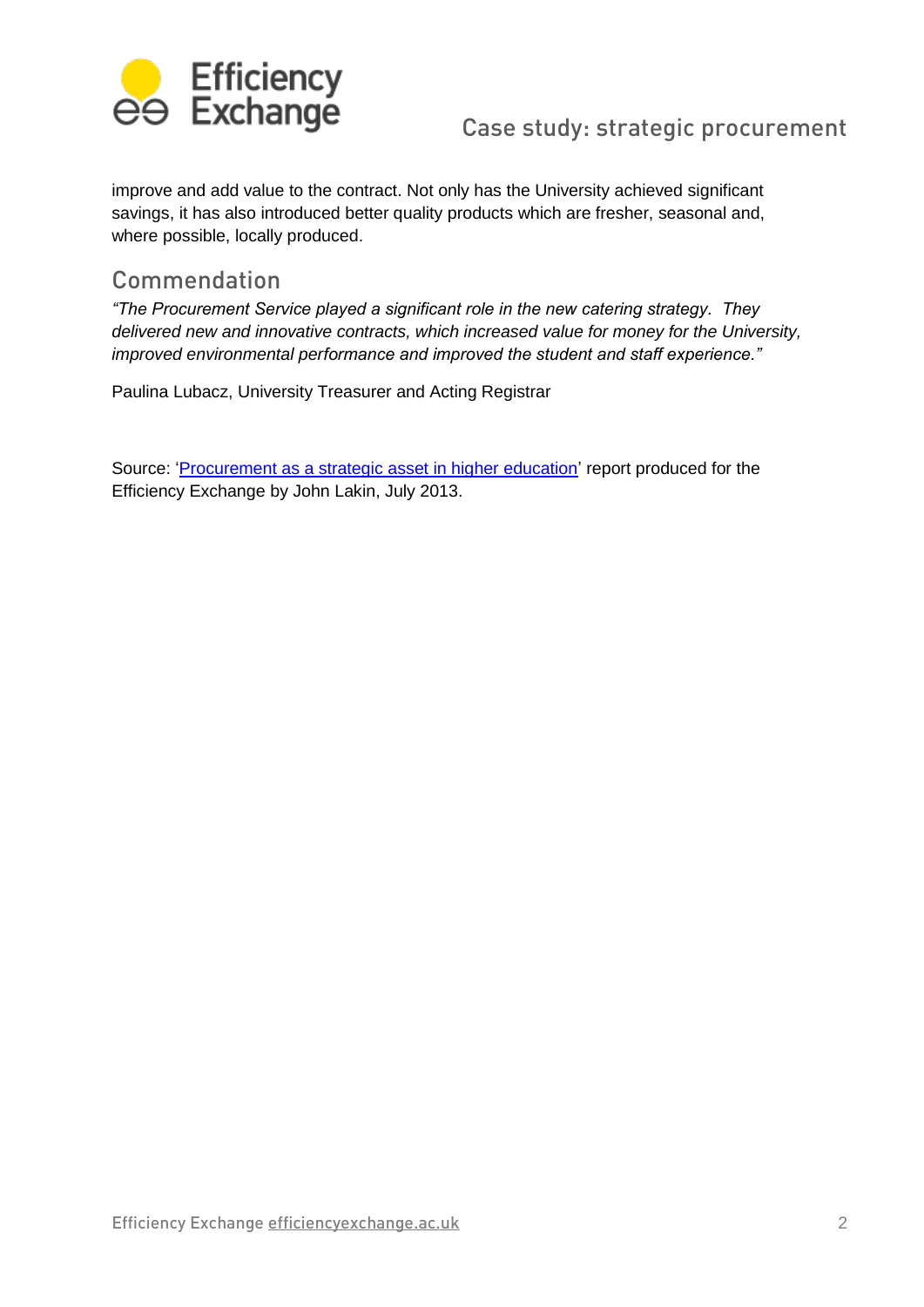improve and add value to the contract. Not only has the University achieved significant savings, it has also introduced better quality products which are fresher, seasonal and, where possible, locally produced.

## Commendation

*"The Procurement Service played a significant role in the new catering strategy. They delivered new and innovative contracts, which increased value for money for the University, improved environmental performance and improved the student and staff experience."*

Paulina Lubacz, University Treasurer and Acting Registrar

Source: '[Procurement as a strategic asset in higher education]' report produced for the Efficiency Exchange by John Lakin, July 2013.